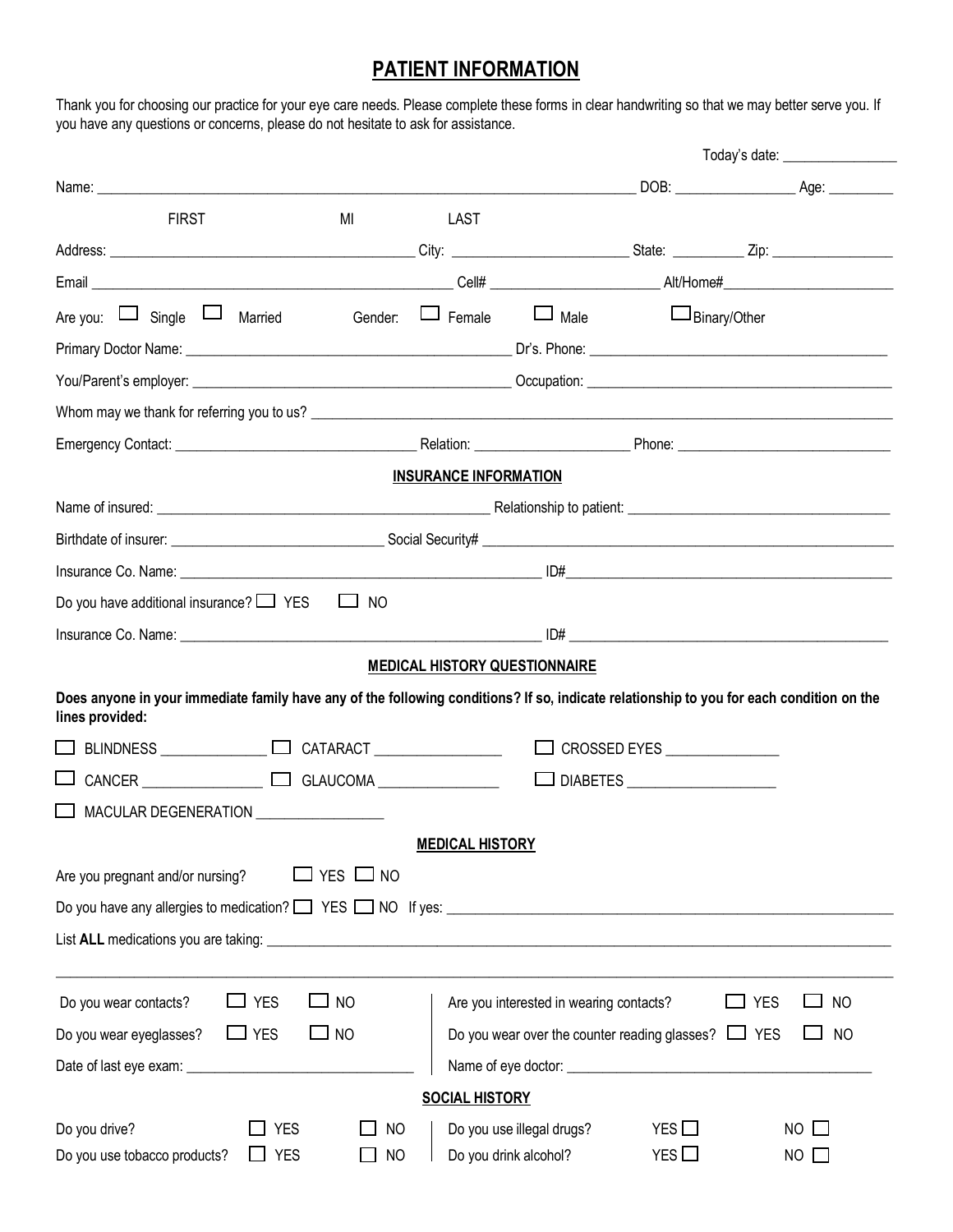# PATIENT INFORMATION

Thank you for choosing our practice for your eye care needs. Please complete these forms in clear handwriting so that we may better serve you. If you have any questions or concerns, please do not hesitate to ask for assistance.

Today's date: ________________

Name: ______________________________________________ DOB: ________________ Age: _________

FIRST MI LAST

Address: __________________________________________ City: ________________________ State: _________ Zip: ________________

Email ________________________________________________ Cell# ______________________ Alt/Home#_______________________

Are you: ☐ Single ☐ Married Gender: ☐ Female ☐ Male ☐ Binary/Other

Primary Doctor Name: ____________________________________________ Dr's. Phone: ________________________________________

You/Parent's employer: ___________________________________________ Occupation: _________________________________________

Whom may we thank for referring you to us? ________________________________________________________________________________

Emergency Contact: ________________________________ Relation: ____________________ Phone: ____________________________

## INSURANCE INFORMATION

Name of insured: _______________________________________________ Relationship to patient: ___________________________________

Birthdate of insurer: ____________________________ Social Security# ____________________________________________________________

Insurance Co. Name: _________________________________________________ ID#____________________________________________

Do you have additional insurance? ☐ YES ☐ NO

Insurance Co. Name: _________________________________________________ ID# ____________________________________________

## MEDICAL HISTORY QUESTIONNAIRE

**Does anyone in your immediate family have any of the following conditions? If so, indicate relationship to you for each condition on the lines provided:**

☐ BLINDNESS ______________ ☐ CATARACT _________________ ☐ CROSSED EYES _______________

☐ CANCER ________________ ☐ GLAUCOMA ________________ ☐ DIABETES ___________________

☐ MACULAR DEGENERATION _________________

## MEDICAL HISTORY

Are you pregnant and/or nursing? ☐ YES ☐ NO

Do you have any allergies to medication? ☐ YES ☐ NO If yes: ____________________________________________________________

List **ALL** medications you are taking: ____________________________________________________________________________________

____________________________________________________________________________________________________________

Do you wear contacts? ☐ YES ☐ NO

Do you wear eyeglasses? ☐ YES ☐ NO

Date of last eye exam: ______________________________

Are you interested in wearing contacts? ☐ YES ☐ NO

Do you wear over the counter reading glasses? ☐ YES ☐ NO

Name of eye doctor: __________________________________________

## SOCIAL HISTORY

Do you drive? ☐ YES ☐ NO

Do you use tobacco products? ☐ YES ☐ NO

Do you use illegal drugs? YES ☐ NO ☐

Do you drink alcohol? YES ☐ NO ☐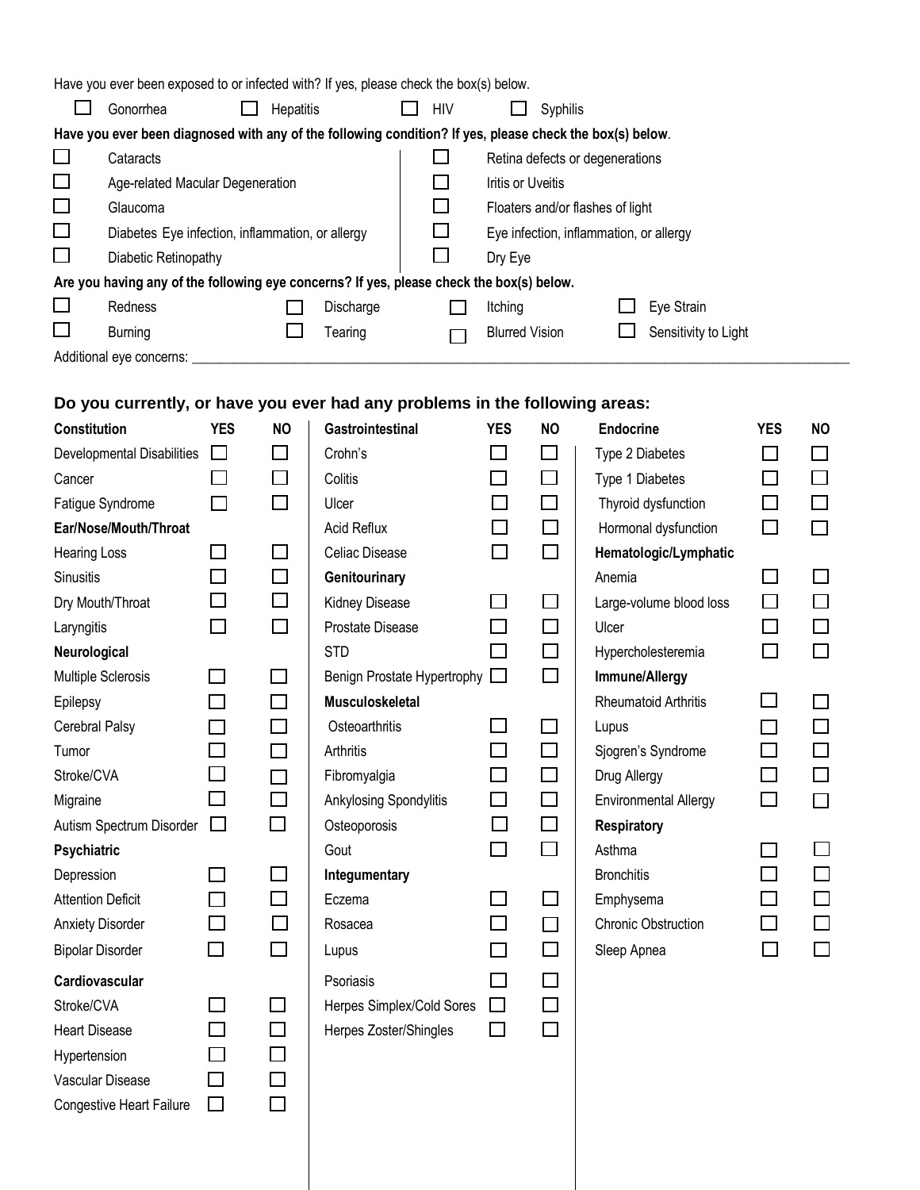Have you ever been exposed to or infected with? If yes, please check the box(s) below.

☐ Gonorrhea ☐ Hepatitis ☐ HIV ☐ Syphilis

**Have you ever been diagnosed with any of the following condition? If yes, please check the box(s) below.**

| | | | |
|---|---|---|---|
| ☐ | Cataracts | ☐ | Retina defects or degenerations |
| ☐ | Age-related Macular Degeneration | ☐ | Iritis or Uveitis |
| ☐ | Glaucoma | ☐ | Floaters and/or flashes of light |
| ☐ | Diabetes Eye infection, inflammation, or allergy | ☐ | Eye infection, inflammation, or allergy |
| ☐ | Diabetic Retinopathy | ☐ | Dry Eye |

**Are you having any of the following eye concerns? If yes, please check the box(s) below.**

| | | | |
|---|---|---|---|
| ☐ Redness | ☐ Discharge | ☐ Itching | ☐ Eye Strain |
| ☐ Burning | ☐ Tearing | ☐ Blurred Vision | ☐ Sensitivity to Light |

Additional eye concerns: ______________________________________________

## Do you currently, or have you ever had any problems in the following areas:

| Constitution | YES | NO |
|---|---|---|
| Developmental Disabilities | ☐ | ☐ |
| Cancer | ☐ | ☐ |
| Fatigue Syndrome | ☐ | ☐ |
| **Ear/Nose/Mouth/Throat** | | |
| Hearing Loss | ☐ | ☐ |
| Sinusitis | ☐ | ☐ |
| Dry Mouth/Throat | ☐ | ☐ |
| Laryngitis | ☐ | ☐ |
| **Neurological** | | |
| Multiple Sclerosis | ☐ | ☐ |
| Epilepsy | ☐ | ☐ |
| Cerebral Palsy | ☐ | ☐ |
| Tumor | ☐ | ☐ |
| Stroke/CVA | ☐ | ☐ |
| Migraine | ☐ | ☐ |
| Autism Spectrum Disorder | ☐ | ☐ |
| **Psychiatric** | | |
| Depression | ☐ | ☐ |
| Attention Deficit | ☐ | ☐ |
| Anxiety Disorder | ☐ | ☐ |
| Bipolar Disorder | ☐ | ☐ |
| **Cardiovascular** | | |
| Stroke/CVA | ☐ | ☐ |
| Heart Disease | ☐ | ☐ |
| Hypertension | ☐ | ☐ |
| Vascular Disease | ☐ | ☐ |
| Congestive Heart Failure | ☐ | ☐ |

| Gastrointestinal | YES | NO |
|---|---|---|
| Crohn's | ☐ | ☐ |
| Colitis | ☐ | ☐ |
| Ulcer | ☐ | ☐ |
| Acid Reflux | ☐ | ☐ |
| Celiac Disease | ☐ | ☐ |
| **Genitourinary** | | |
| Kidney Disease | ☐ | ☐ |
| Prostate Disease | ☐ | ☐ |
| STD | ☐ | ☐ |
| Benign Prostate Hypertrophy | ☐ | ☐ |
| **Musculoskeletal** | | |
| Osteoarthritis | ☐ | ☐ |
| Arthritis | ☐ | ☐ |
| Fibromyalgia | ☐ | ☐ |
| Ankylosing Spondylitis | ☐ | ☐ |
| Osteoporosis | ☐ | ☐ |
| Gout | ☐ | ☐ |
| **Integumentary** | | |
| Eczema | ☐ | ☐ |
| Rosacea | ☐ | ☐ |
| Lupus | ☐ | ☐ |
| Psoriasis | ☐ | ☐ |
| Herpes Simplex/Cold Sores | ☐ | ☐ |
| Herpes Zoster/Shingles | ☐ | ☐ |

| Endocrine | YES | NO |
|---|---|---|
| Type 2 Diabetes | ☐ | ☐ |
| Type 1 Diabetes | ☐ | ☐ |
| Thyroid dysfunction | ☐ | ☐ |
| Hormonal dysfunction | ☐ | ☐ |
| **Hematologic/Lymphatic** | | |
| Anemia | ☐ | ☐ |
| Large-volume blood loss | ☐ | ☐ |
| Ulcer | ☐ | ☐ |
| Hypercholesteremia | ☐ | ☐ |
| **Immune/Allergy** | | |
| Rheumatoid Arthritis | ☐ | ☐ |
| Lupus | ☐ | ☐ |
| Sjogren's Syndrome | ☐ | ☐ |
| Drug Allergy | ☐ | ☐ |
| Environmental Allergy | ☐ | ☐ |
| **Respiratory** | | |
| Asthma | ☐ | ☐ |
| Bronchitis | ☐ | ☐ |
| Emphysema | ☐ | ☐ |
| Chronic Obstruction | ☐ | ☐ |
| Sleep Apnea | ☐ | ☐ |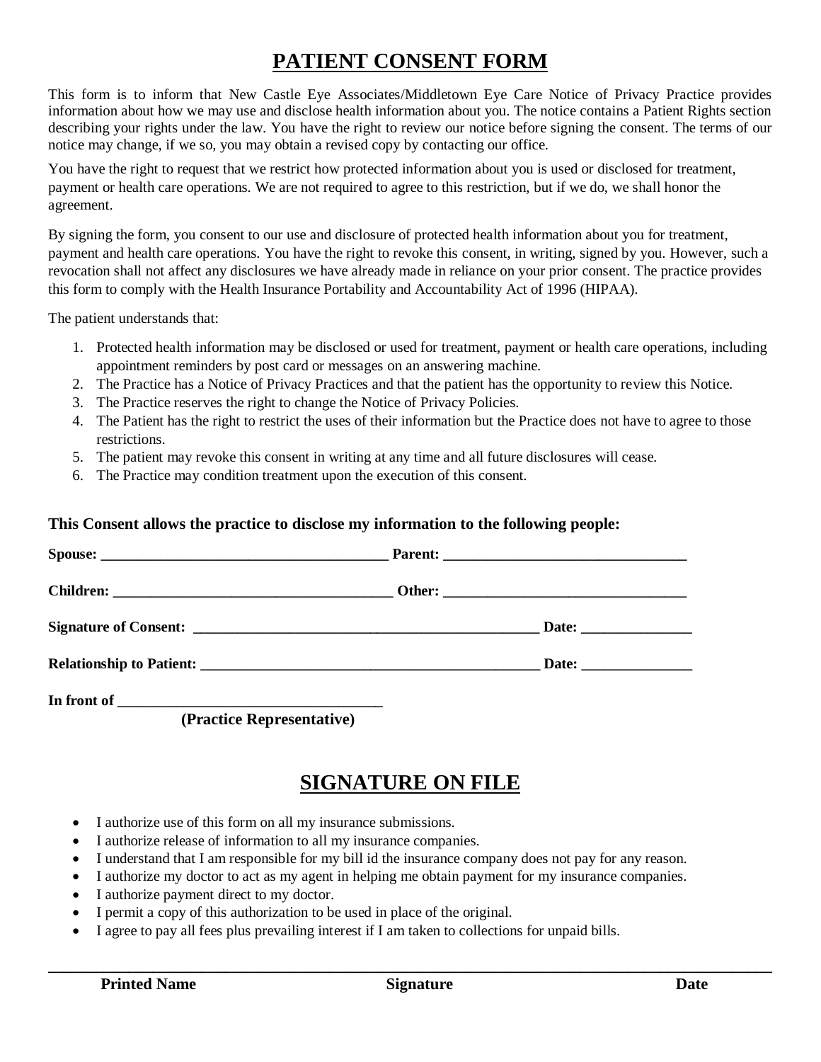# PATIENT CONSENT FORM

This form is to inform that New Castle Eye Associates/Middletown Eye Care Notice of Privacy Practice provides information about how we may use and disclose health information about you. The notice contains a Patient Rights section describing your rights under the law. You have the right to review our notice before signing the consent. The terms of our notice may change, if we so, you may obtain a revised copy by contacting our office.

You have the right to request that we restrict how protected information about you is used or disclosed for treatment, payment or health care operations. We are not required to agree to this restriction, but if we do, we shall honor the agreement.

By signing the form, you consent to our use and disclosure of protected health information about you for treatment, payment and health care operations. You have the right to revoke this consent, in writing, signed by you. However, such a revocation shall not affect any disclosures we have already made in reliance on your prior consent. The practice provides this form to comply with the Health Insurance Portability and Accountability Act of 1996 (HIPAA).

The patient understands that:

1. Protected health information may be disclosed or used for treatment, payment or health care operations, including appointment reminders by post card or messages on an answering machine.
2. The Practice has a Notice of Privacy Practices and that the patient has the opportunity to review this Notice.
3. The Practice reserves the right to change the Notice of Privacy Policies.
4. The Patient has the right to restrict the uses of their information but the Practice does not have to agree to those restrictions.
5. The patient may revoke this consent in writing at any time and all future disclosures will cease.
6. The Practice may condition treatment upon the execution of this consent.

**This Consent allows the practice to disclose my information to the following people:**

**Spouse:** ________________________________________ **Parent:** __________________________________

**Children:** _______________________________________ **Other:** __________________________________

**Signature of Consent:** _________________________________________________ **Date:** _______________

**Relationship to Patient:** ________________________________________________ **Date:** _______________

**In front of** _____________________________________
**(Practice Representative)**

# SIGNATURE ON FILE

- I authorize use of this form on all my insurance submissions.
- I authorize release of information to all my insurance companies.
- I understand that I am responsible for my bill id the insurance company does not pay for any reason.
- I authorize my doctor to act as my agent in helping me obtain payment for my insurance companies.
- I authorize payment direct to my doctor.
- I permit a copy of this authorization to be used in place of the original.
- I agree to pay all fees plus prevailing interest if I am taken to collections for unpaid bills.

_____________________________________________________________________________________________

**Printed Name** **Signature** **Date**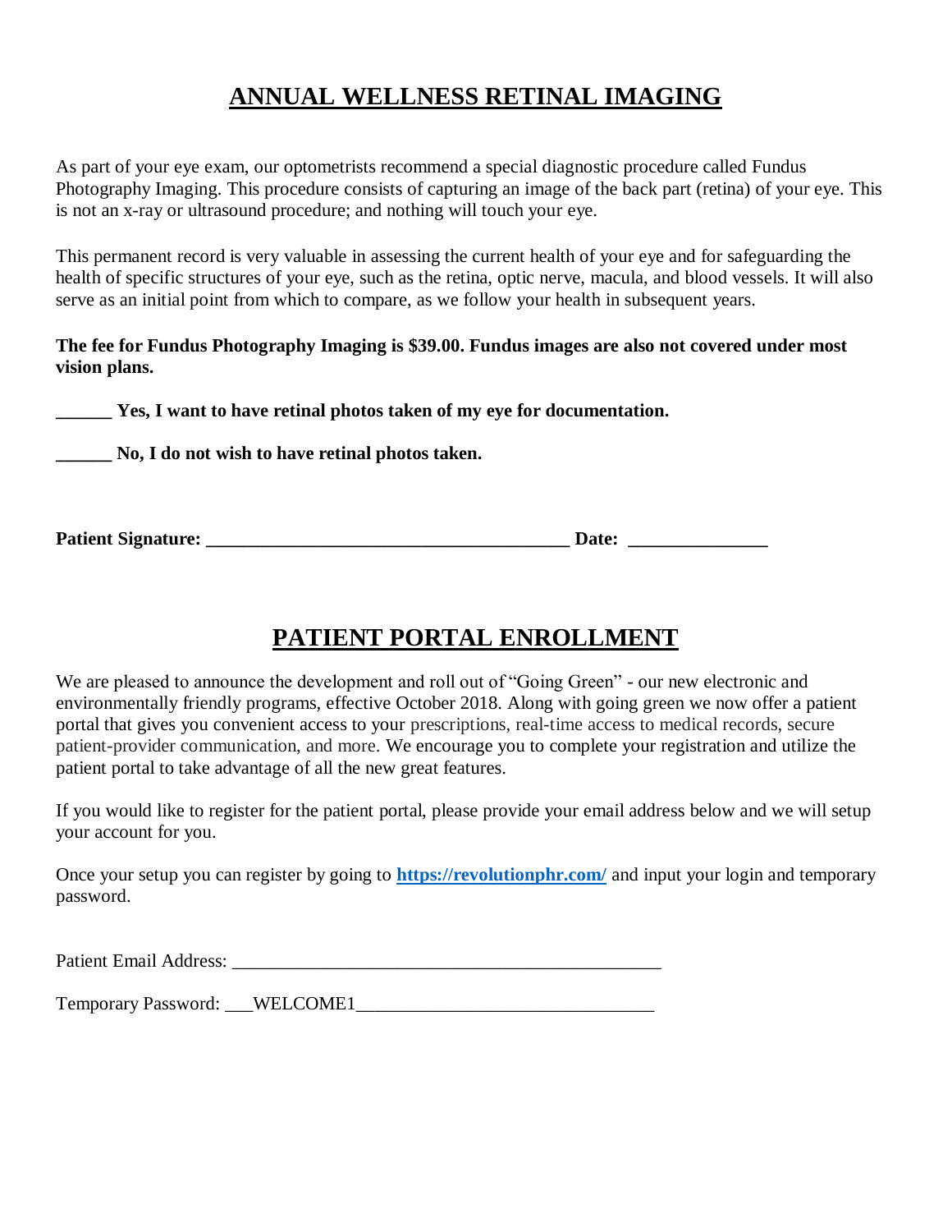# ANNUAL WELLNESS RETINAL IMAGING

As part of your eye exam, our optometrists recommend a special diagnostic procedure called Fundus Photography Imaging. This procedure consists of capturing an image of the back part (retina) of your eye. This is not an x-ray or ultrasound procedure; and nothing will touch your eye.

This permanent record is very valuable in assessing the current health of your eye and for safeguarding the health of specific structures of your eye, such as the retina, optic nerve, macula, and blood vessels. It will also serve as an initial point from which to compare, as we follow your health in subsequent years.

**The fee for Fundus Photography Imaging is $39.00. Fundus images are also not covered under most vision plans.**

**______ Yes, I want to have retinal photos taken of my eye for documentation.**

**______ No, I do not wish to have retinal photos taken.**

**Patient Signature: _______________________________________ Date: _______________**

# PATIENT PORTAL ENROLLMENT

We are pleased to announce the development and roll out of "Going Green" - our new electronic and environmentally friendly programs, effective October 2018. Along with going green we now offer a patient portal that gives you convenient access to your prescriptions, real-time access to medical records, secure patient-provider communication, and more. We encourage you to complete your registration and utilize the patient portal to take advantage of all the new great features.

If you would like to register for the patient portal, please provide your email address below and we will setup your account for you.

Once your setup you can register by going to **https://revolutionphr.com/** and input your login and temporary password.

Patient Email Address: _______________________________________________

Temporary Password: ___WELCOME1________________________________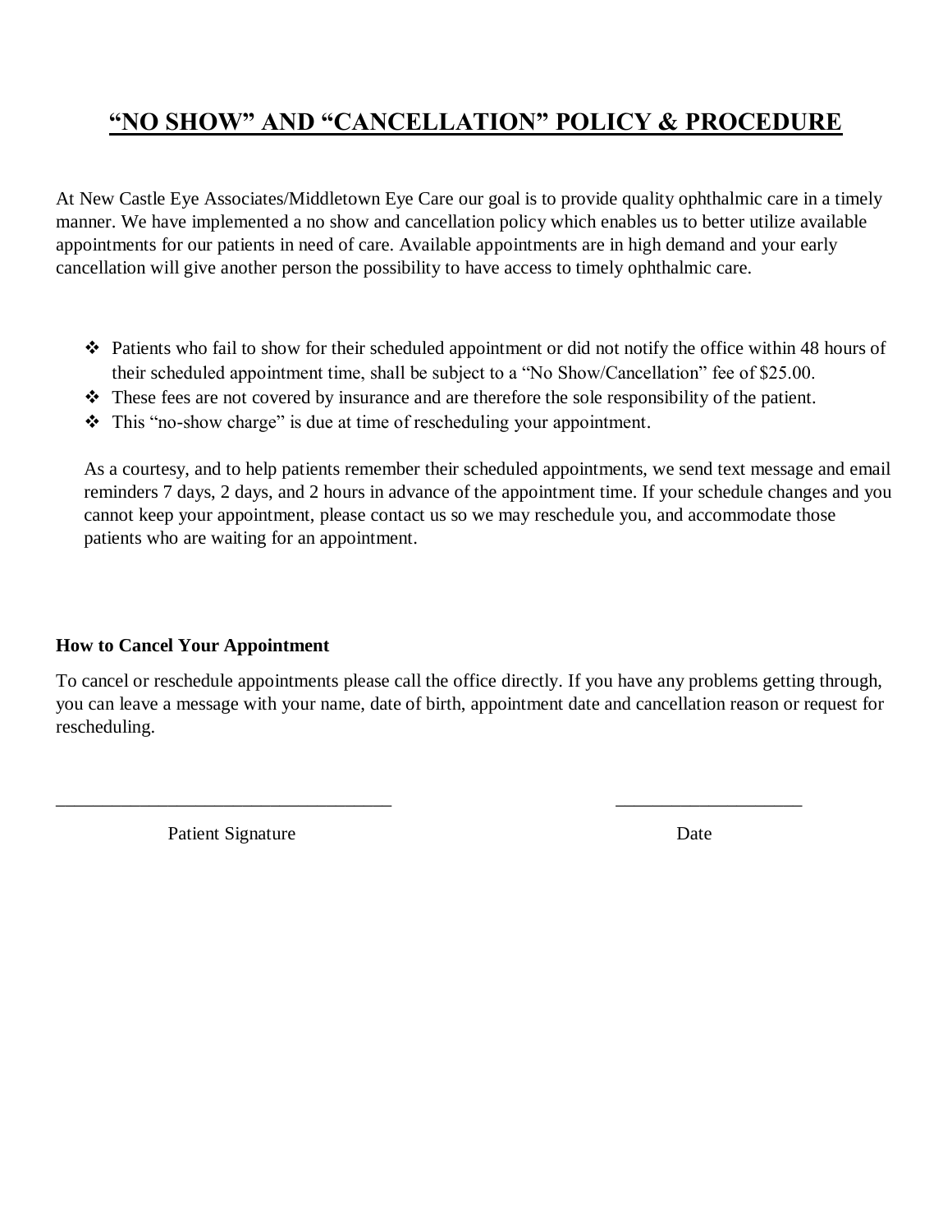# "NO SHOW" AND "CANCELLATION" POLICY & PROCEDURE

At New Castle Eye Associates/Middletown Eye Care our goal is to provide quality ophthalmic care in a timely manner. We have implemented a no show and cancellation policy which enables us to better utilize available appointments for our patients in need of care. Available appointments are in high demand and your early cancellation will give another person the possibility to have access to timely ophthalmic care.

- Patients who fail to show for their scheduled appointment or did not notify the office within 48 hours of their scheduled appointment time, shall be subject to a "No Show/Cancellation" fee of $25.00.
- These fees are not covered by insurance and are therefore the sole responsibility of the patient.
- This "no-show charge" is due at time of rescheduling your appointment.

As a courtesy, and to help patients remember their scheduled appointments, we send text message and email reminders 7 days, 2 days, and 2 hours in advance of the appointment time. If your schedule changes and you cannot keep your appointment, please contact us so we may reschedule you, and accommodate those patients who are waiting for an appointment.

**How to Cancel Your Appointment**

To cancel or reschedule appointments please call the office directly. If you have any problems getting through, you can leave a message with your name, date of birth, appointment date and cancellation reason or request for rescheduling.

_____________________________________ ____________________

Patient Signature Date